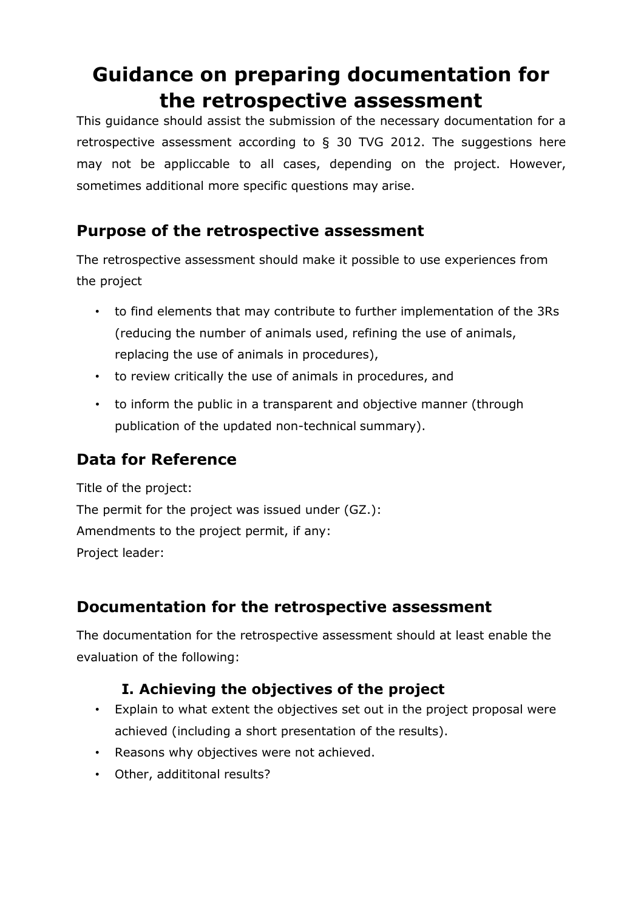# Guidance on preparing documentation for the retrospective assessment

This guidance should assist the submission of the necessary documentation for a retrospective assessment according to § 30 TVG 2012. The suggestions here may not be appliccable to all cases, depending on the project. However, sometimes additional more specific questions may arise.

## Purpose of the retrospective assessment

The retrospective assessment should make it possible to use experiences from the project

- to find elements that may contribute to further implementation of the 3Rs (reducing the number of animals used, refining the use of animals, replacing the use of animals in procedures),
- to review critically the use of animals in procedures, and
- to inform the public in a transparent and objective manner (through publication of the updated non-technical summary).

## Data for Reference

Title of the project:
The permit for the project was issued under (GZ.):
Amendments to the project permit, if any:
Project leader:

## Documentation for the retrospective assessment

The documentation for the retrospective assessment should at least enable the evaluation of the following:

### I. Achieving the objectives of the project

- Explain to what extent the objectives set out in the project proposal were achieved (including a short presentation of the results).
- Reasons why objectives were not achieved.
- Other, addititonal results?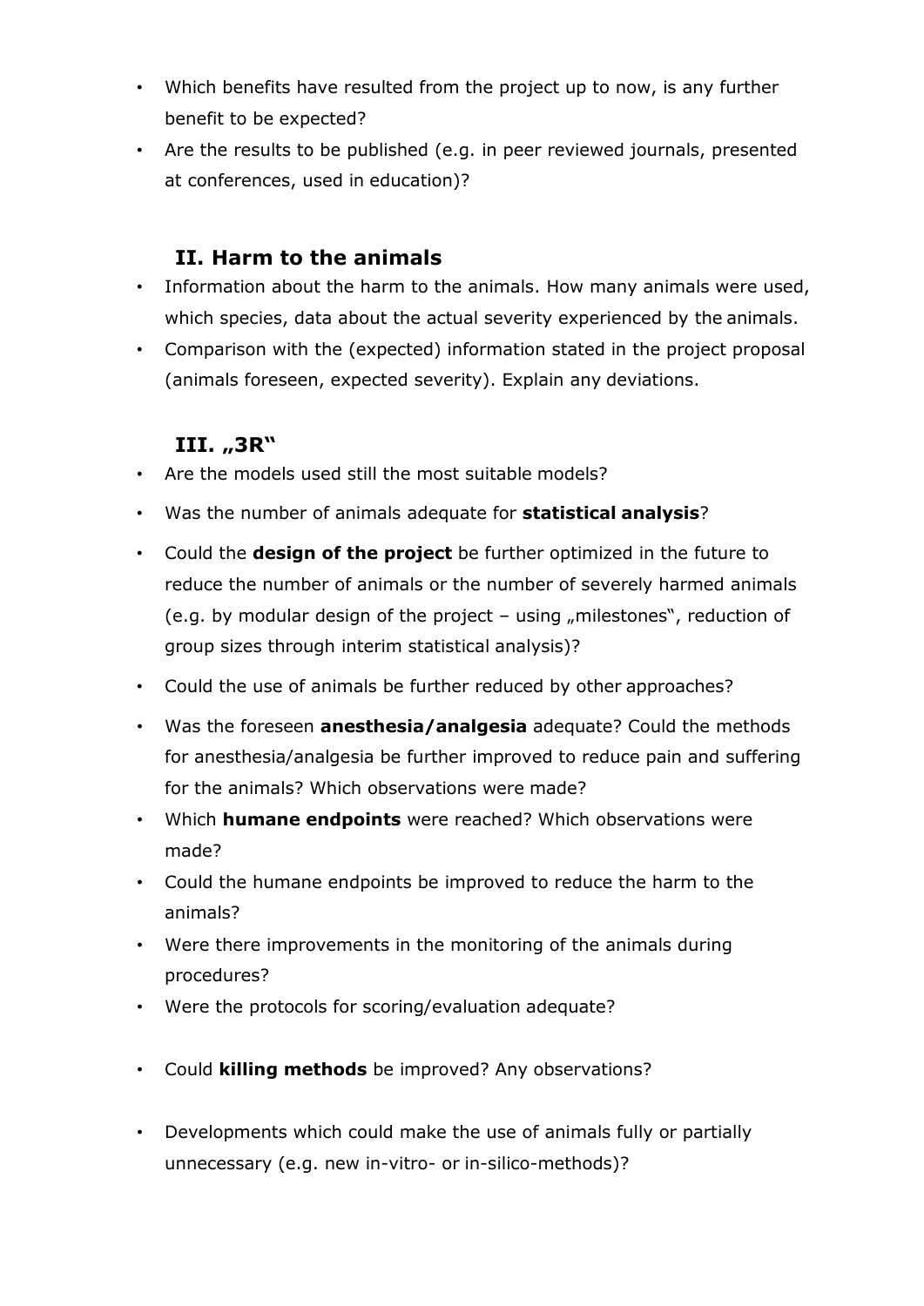- Which benefits have resulted from the project up to now, is any further benefit to be expected?
- Are the results to be published (e.g. in peer reviewed journals, presented at conferences, used in education)?

## II. Harm to the animals

- Information about the harm to the animals. How many animals were used, which species, data about the actual severity experienced by the animals.
- Comparison with the (expected) information stated in the project proposal (animals foreseen, expected severity). Explain any deviations.

## III. „3R"

- Are the models used still the most suitable models?
- Was the number of animals adequate for **statistical analysis**?
- Could the **design of the project** be further optimized in the future to reduce the number of animals or the number of severely harmed animals (e.g. by modular design of the project – using „milestones", reduction of group sizes through interim statistical analysis)?
- Could the use of animals be further reduced by other approaches?
- Was the foreseen **anesthesia/analgesia** adequate? Could the methods for anesthesia/analgesia be further improved to reduce pain and suffering for the animals? Which observations were made?
- Which **humane endpoints** were reached? Which observations were made?
- Could the humane endpoints be improved to reduce the harm to the animals?
- Were there improvements in the monitoring of the animals during procedures?
- Were the protocols for scoring/evaluation adequate?
- Could **killing methods** be improved? Any observations?
- Developments which could make the use of animals fully or partially unnecessary (e.g. new in-vitro- or in-silico-methods)?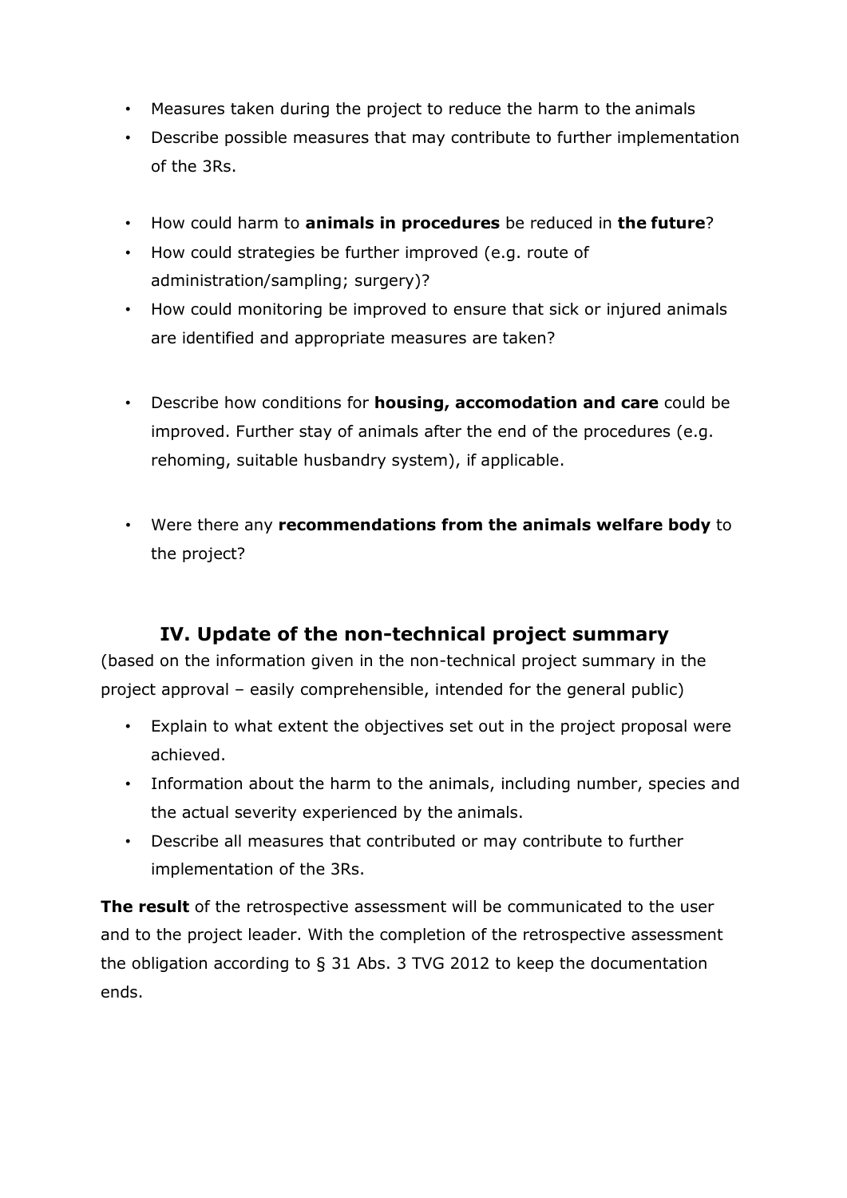- Measures taken during the project to reduce the harm to the animals
- Describe possible measures that may contribute to further implementation of the 3Rs.

- How could harm to **animals in procedures** be reduced in **the future**?
- How could strategies be further improved (e.g. route of administration/sampling; surgery)?
- How could monitoring be improved to ensure that sick or injured animals are identified and appropriate measures are taken?

- Describe how conditions for **housing, accomodation and care** could be improved. Further stay of animals after the end of the procedures (e.g. rehoming, suitable husbandry system), if applicable.

- Were there any **recommendations from the animals welfare body** to the project?

## IV. Update of the non-technical project summary

(based on the information given in the non-technical project summary in the project approval – easily comprehensible, intended for the general public)

- Explain to what extent the objectives set out in the project proposal were achieved.
- Information about the harm to the animals, including number, species and the actual severity experienced by the animals.
- Describe all measures that contributed or may contribute to further implementation of the 3Rs.

**The result** of the retrospective assessment will be communicated to the user and to the project leader. With the completion of the retrospective assessment the obligation according to § 31 Abs. 3 TVG 2012 to keep the documentation ends.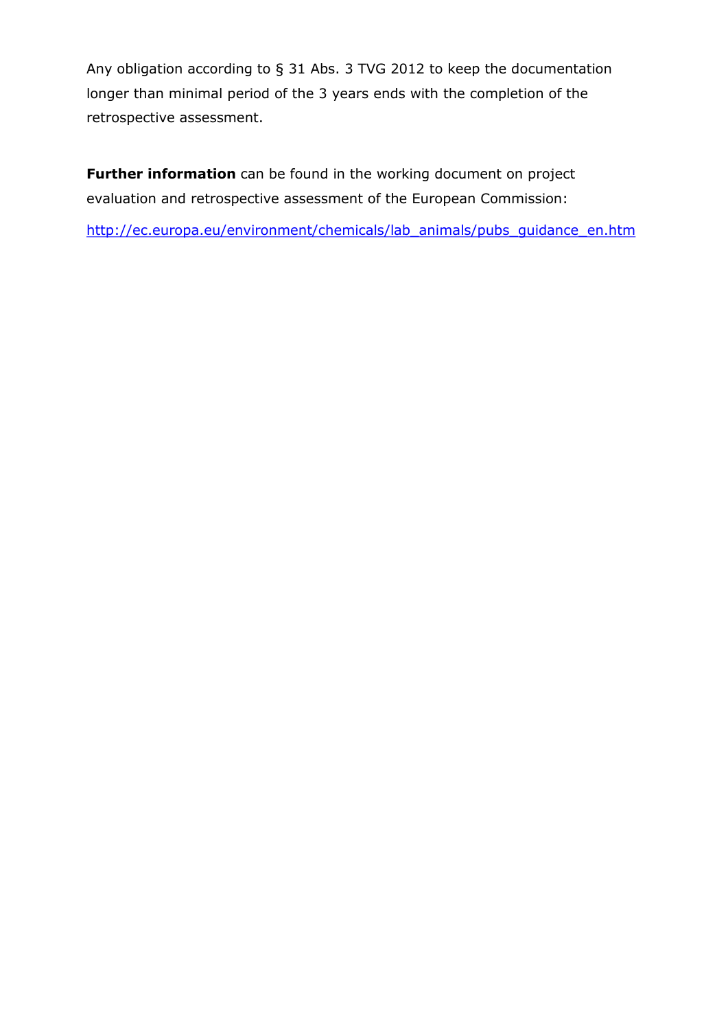Any obligation according to § 31 Abs. 3 TVG 2012 to keep the documentation longer than minimal period of the 3 years ends with the completion of the retrospective assessment.

**Further information** can be found in the working document on project evaluation and retrospective assessment of the European Commission:

http://ec.europa.eu/environment/chemicals/lab_animals/pubs_guidance_en.htm